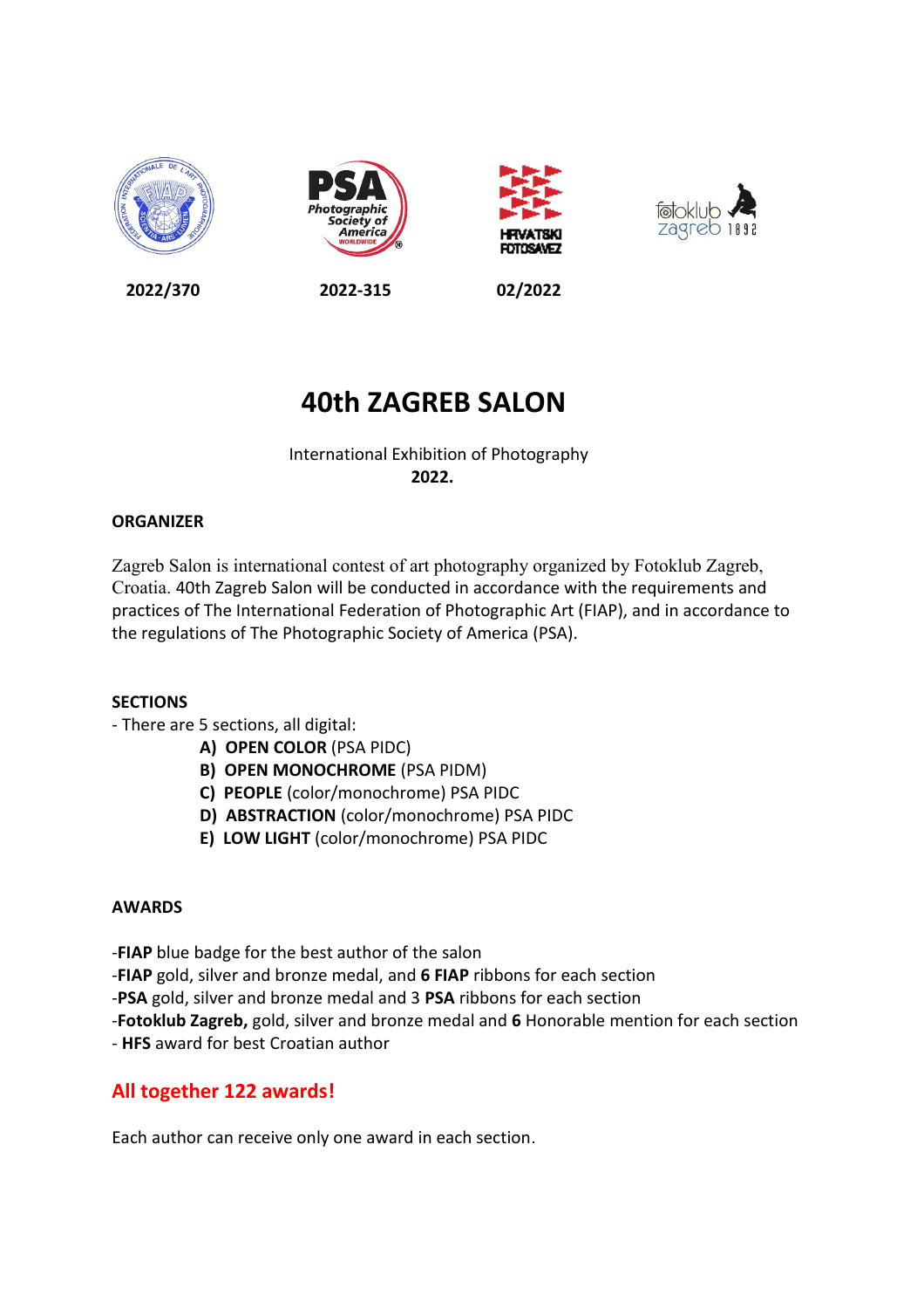2022/370 2022-315 02/2022

# 40th ZAGREB SALON

International Exhibition of Photography
**2022.**

**ORGANIZER**

Zagreb Salon is international contest of art photography organized by Fotoklub Zagreb, Croatia. 40th Zagreb Salon will be conducted in accordance with the requirements and practices of The International Federation of Photographic Art (FIAP), and in accordance to the regulations of The Photographic Society of America (PSA).

**SECTIONS**

- There are 5 sections, all digital:
  - **A) OPEN COLOR** (PSA PIDC)
  - **B) OPEN MONOCHROME** (PSA PIDM)
  - **C) PEOPLE** (color/monochrome) PSA PIDC
  - **D) ABSTRACTION** (color/monochrome) PSA PIDC
  - **E) LOW LIGHT** (color/monochrome) PSA PIDC

**AWARDS**

-**FIAP** blue badge for the best author of the salon
-**FIAP** gold, silver and bronze medal, and **6 FIAP** ribbons for each section
-**PSA** gold, silver and bronze medal and 3 **PSA** ribbons for each section
-**Fotoklub Zagreb,** gold, silver and bronze medal and **6** Honorable mention for each section
- **HFS** award for best Croatian author

**All together 122 awards!**

Each author can receive only one award in each section.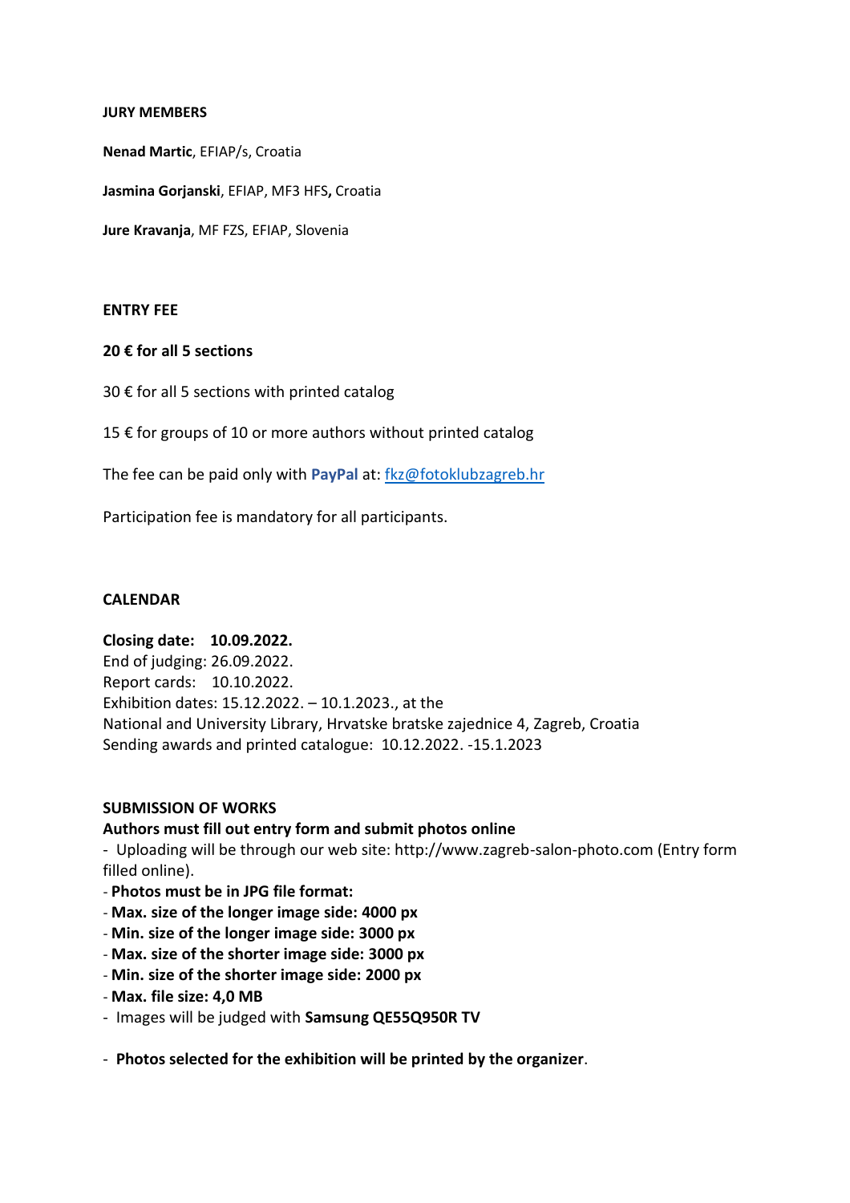**JURY MEMBERS**

**Nenad Martic**, EFIAP/s, Croatia

**Jasmina Gorjanski**, EFIAP, MF3 HFS**,** Croatia

**Jure Kravanja**, MF FZS, EFIAP, Slovenia

**ENTRY FEE**

**20 € for all 5 sections**

30 € for all 5 sections with printed catalog

15 € for groups of 10 or more authors without printed catalog

The fee can be paid only with **PayPal** at: fkz@fotoklubzagreb.hr

Participation fee is mandatory for all participants.

**CALENDAR**

**Closing date: 10.09.2022.**
End of judging: 26.09.2022.
Report cards: 10.10.2022.
Exhibition dates: 15.12.2022. – 10.1.2023., at the
National and University Library, Hrvatske bratske zajednice 4, Zagreb, Croatia
Sending awards and printed catalogue: 10.12.2022. -15.1.2023

**SUBMISSION OF WORKS**
**Authors must fill out entry form and submit photos online**

- Uploading will be through our web site: http://www.zagreb-salon-photo.com (Entry form filled online).
- **Photos must be in JPG file format:**
- **Max. size of the longer image side: 4000 px**
- **Min. size of the longer image side: 3000 px**
- **Max. size of the shorter image side: 3000 px**
- **Min. size of the shorter image side: 2000 px**
- **Max. file size: 4,0 MB**
- Images will be judged with **Samsung QE55Q950R TV**

- **Photos selected for the exhibition will be printed by the organizer**.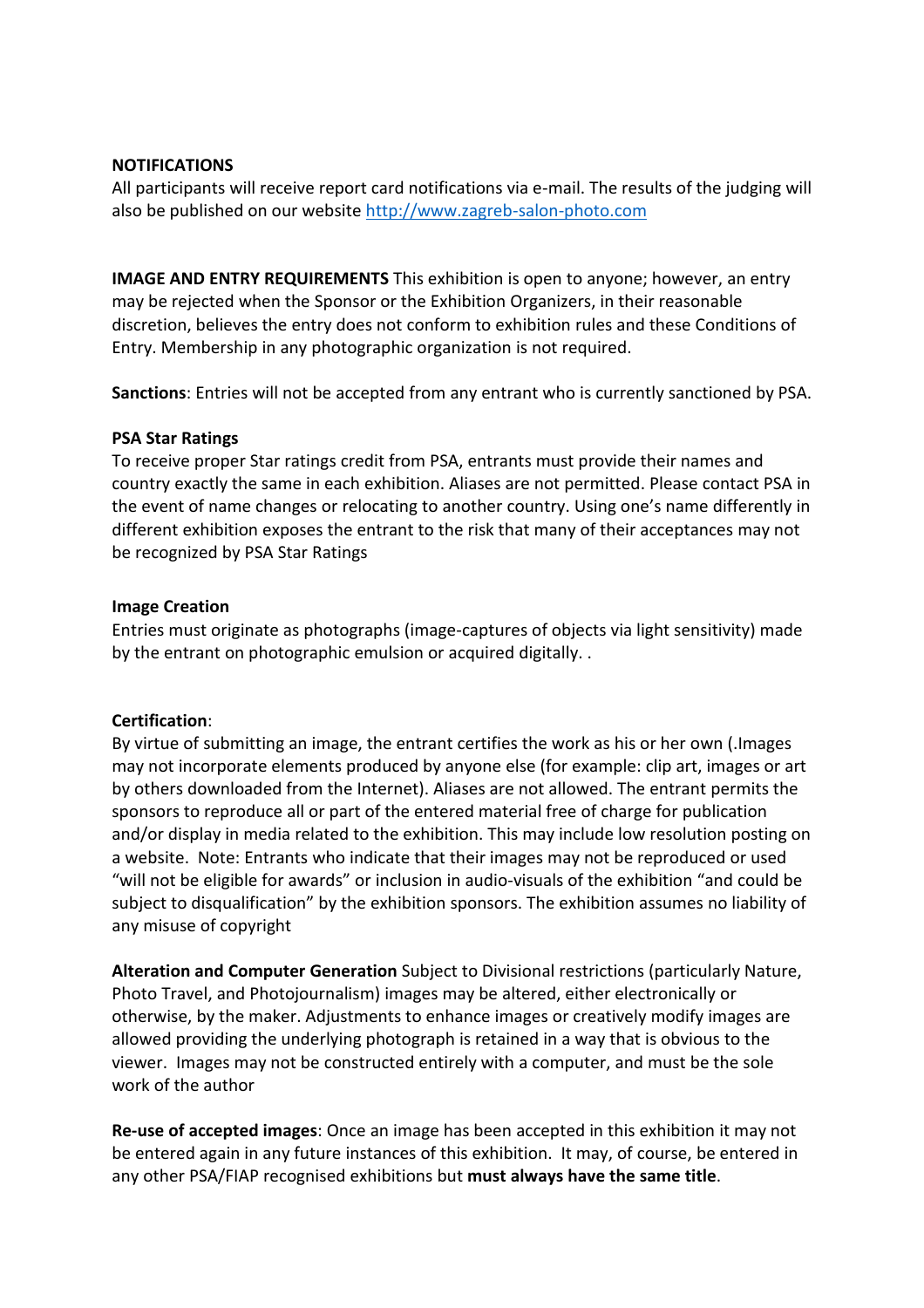**NOTIFICATIONS**

All participants will receive report card notifications via e-mail. The results of the judging will also be published on our website http://www.zagreb-salon-photo.com

**IMAGE AND ENTRY REQUIREMENTS** This exhibition is open to anyone; however, an entry may be rejected when the Sponsor or the Exhibition Organizers, in their reasonable discretion, believes the entry does not conform to exhibition rules and these Conditions of Entry. Membership in any photographic organization is not required.

**Sanctions**: Entries will not be accepted from any entrant who is currently sanctioned by PSA.

**PSA Star Ratings**

To receive proper Star ratings credit from PSA, entrants must provide their names and country exactly the same in each exhibition. Aliases are not permitted. Please contact PSA in the event of name changes or relocating to another country. Using one's name differently in different exhibition exposes the entrant to the risk that many of their acceptances may not be recognized by PSA Star Ratings

**Image Creation**

Entries must originate as photographs (image-captures of objects via light sensitivity) made by the entrant on photographic emulsion or acquired digitally. .

**Certification**:

By virtue of submitting an image, the entrant certifies the work as his or her own (.Images may not incorporate elements produced by anyone else (for example: clip art, images or art by others downloaded from the Internet). Aliases are not allowed. The entrant permits the sponsors to reproduce all or part of the entered material free of charge for publication and/or display in media related to the exhibition. This may include low resolution posting on a website. Note: Entrants who indicate that their images may not be reproduced or used "will not be eligible for awards" or inclusion in audio-visuals of the exhibition "and could be subject to disqualification" by the exhibition sponsors. The exhibition assumes no liability of any misuse of copyright

**Alteration and Computer Generation** Subject to Divisional restrictions (particularly Nature, Photo Travel, and Photojournalism) images may be altered, either electronically or otherwise, by the maker. Adjustments to enhance images or creatively modify images are allowed providing the underlying photograph is retained in a way that is obvious to the viewer. Images may not be constructed entirely with a computer, and must be the sole work of the author

**Re-use of accepted images**: Once an image has been accepted in this exhibition it may not be entered again in any future instances of this exhibition. It may, of course, be entered in any other PSA/FIAP recognised exhibitions but **must always have the same title**.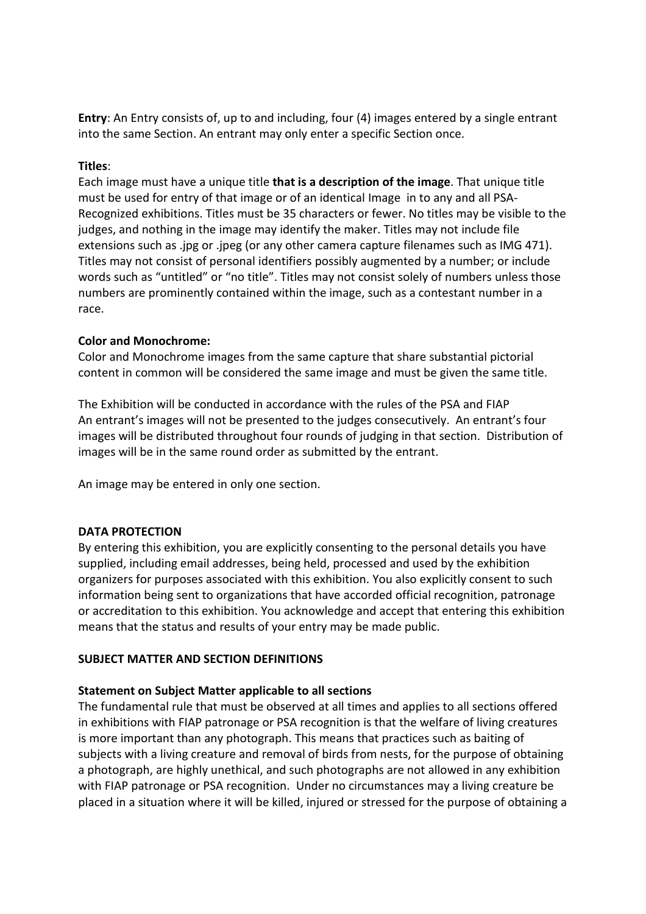**Entry**: An Entry consists of, up to and including, four (4) images entered by a single entrant into the same Section. An entrant may only enter a specific Section once.

**Titles**:
Each image must have a unique title **that is a description of the image**. That unique title must be used for entry of that image or of an identical Image in to any and all PSA-Recognized exhibitions. Titles must be 35 characters or fewer. No titles may be visible to the judges, and nothing in the image may identify the maker. Titles may not include file extensions such as .jpg or .jpeg (or any other camera capture filenames such as IMG 471). Titles may not consist of personal identifiers possibly augmented by a number; or include words such as "untitled" or "no title". Titles may not consist solely of numbers unless those numbers are prominently contained within the image, such as a contestant number in a race.

**Color and Monochrome:**
Color and Monochrome images from the same capture that share substantial pictorial content in common will be considered the same image and must be given the same title.

The Exhibition will be conducted in accordance with the rules of the PSA and FIAP
An entrant's images will not be presented to the judges consecutively. An entrant's four images will be distributed throughout four rounds of judging in that section. Distribution of images will be in the same round order as submitted by the entrant.

An image may be entered in only one section.

**DATA PROTECTION**
By entering this exhibition, you are explicitly consenting to the personal details you have supplied, including email addresses, being held, processed and used by the exhibition organizers for purposes associated with this exhibition. You also explicitly consent to such information being sent to organizations that have accorded official recognition, patronage or accreditation to this exhibition. You acknowledge and accept that entering this exhibition means that the status and results of your entry may be made public.

**SUBJECT MATTER AND SECTION DEFINITIONS**

**Statement on Subject Matter applicable to all sections**
The fundamental rule that must be observed at all times and applies to all sections offered in exhibitions with FIAP patronage or PSA recognition is that the welfare of living creatures is more important than any photograph. This means that practices such as baiting of subjects with a living creature and removal of birds from nests, for the purpose of obtaining a photograph, are highly unethical, and such photographs are not allowed in any exhibition with FIAP patronage or PSA recognition. Under no circumstances may a living creature be placed in a situation where it will be killed, injured or stressed for the purpose of obtaining a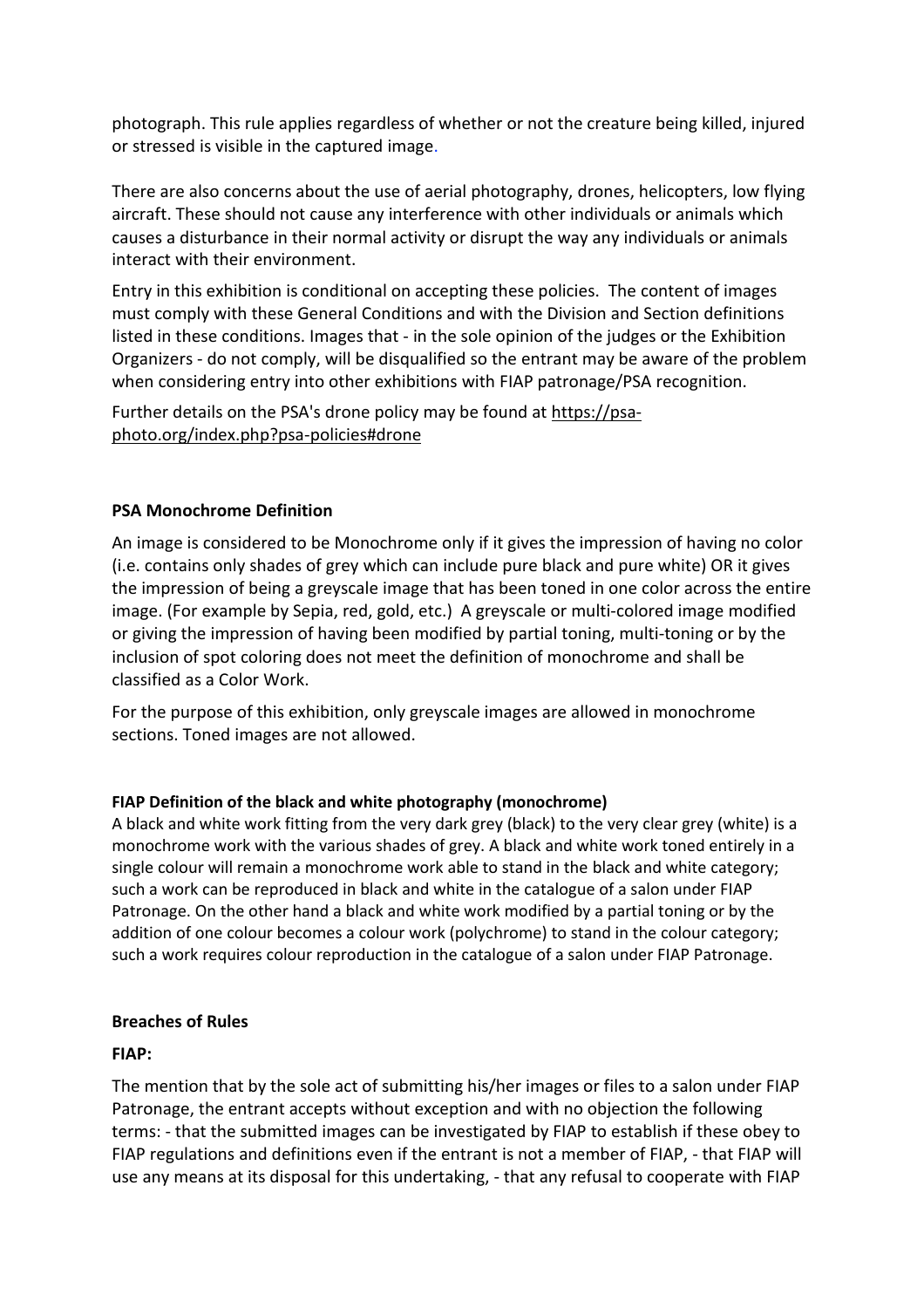photograph. This rule applies regardless of whether or not the creature being killed, injured or stressed is visible in the captured image.

There are also concerns about the use of aerial photography, drones, helicopters, low flying aircraft. These should not cause any interference with other individuals or animals which causes a disturbance in their normal activity or disrupt the way any individuals or animals interact with their environment.

Entry in this exhibition is conditional on accepting these policies. The content of images must comply with these General Conditions and with the Division and Section definitions listed in these conditions. Images that - in the sole opinion of the judges or the Exhibition Organizers - do not comply, will be disqualified so the entrant may be aware of the problem when considering entry into other exhibitions with FIAP patronage/PSA recognition.

Further details on the PSA's drone policy may be found at https://psa-photo.org/index.php?psa-policies#drone

**PSA Monochrome Definition**

An image is considered to be Monochrome only if it gives the impression of having no color (i.e. contains only shades of grey which can include pure black and pure white) OR it gives the impression of being a greyscale image that has been toned in one color across the entire image. (For example by Sepia, red, gold, etc.) A greyscale or multi-colored image modified or giving the impression of having been modified by partial toning, multi-toning or by the inclusion of spot coloring does not meet the definition of monochrome and shall be classified as a Color Work.

For the purpose of this exhibition, only greyscale images are allowed in monochrome sections. Toned images are not allowed.

**FIAP Definition of the black and white photography (monochrome)**

A black and white work fitting from the very dark grey (black) to the very clear grey (white) is a monochrome work with the various shades of grey. A black and white work toned entirely in a single colour will remain a monochrome work able to stand in the black and white category; such a work can be reproduced in black and white in the catalogue of a salon under FIAP Patronage. On the other hand a black and white work modified by a partial toning or by the addition of one colour becomes a colour work (polychrome) to stand in the colour category; such a work requires colour reproduction in the catalogue of a salon under FIAP Patronage.

**Breaches of Rules**

**FIAP:**

The mention that by the sole act of submitting his/her images or files to a salon under FIAP Patronage, the entrant accepts without exception and with no objection the following terms: - that the submitted images can be investigated by FIAP to establish if these obey to FIAP regulations and definitions even if the entrant is not a member of FIAP, - that FIAP will use any means at its disposal for this undertaking, - that any refusal to cooperate with FIAP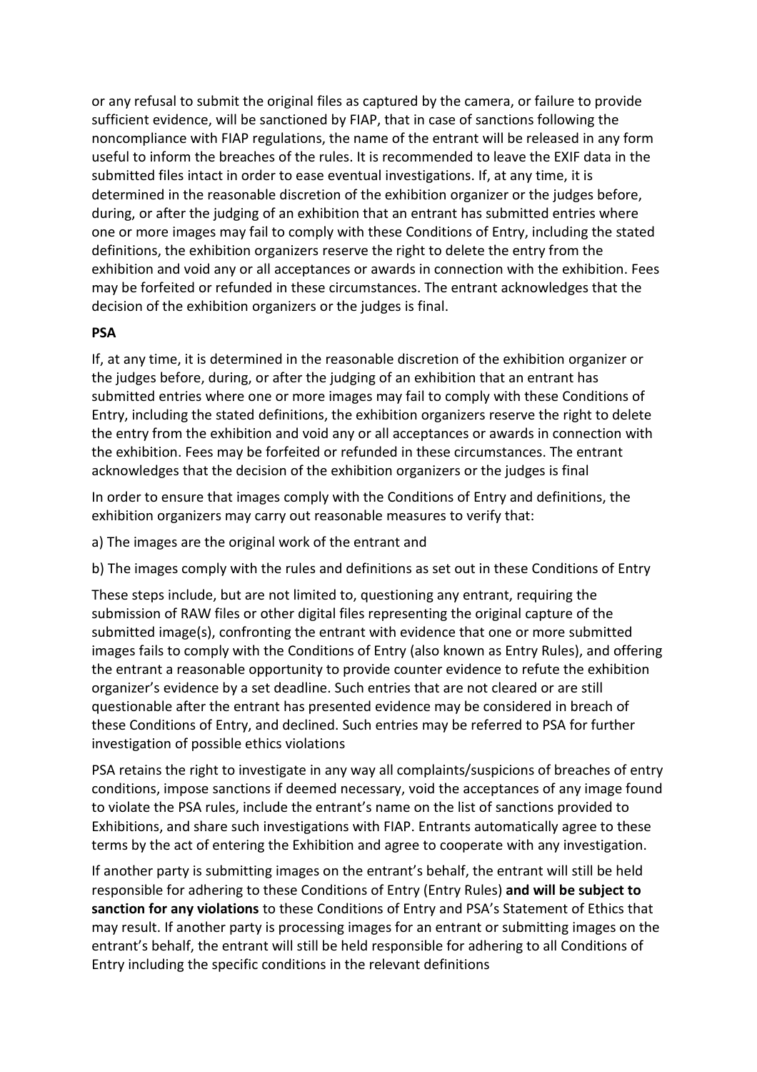or any refusal to submit the original files as captured by the camera, or failure to provide sufficient evidence, will be sanctioned by FIAP, that in case of sanctions following the noncompliance with FIAP regulations, the name of the entrant will be released in any form useful to inform the breaches of the rules. It is recommended to leave the EXIF data in the submitted files intact in order to ease eventual investigations. If, at any time, it is determined in the reasonable discretion of the exhibition organizer or the judges before, during, or after the judging of an exhibition that an entrant has submitted entries where one or more images may fail to comply with these Conditions of Entry, including the stated definitions, the exhibition organizers reserve the right to delete the entry from the exhibition and void any or all acceptances or awards in connection with the exhibition. Fees may be forfeited or refunded in these circumstances. The entrant acknowledges that the decision of the exhibition organizers or the judges is final.

**PSA**

If, at any time, it is determined in the reasonable discretion of the exhibition organizer or the judges before, during, or after the judging of an exhibition that an entrant has submitted entries where one or more images may fail to comply with these Conditions of Entry, including the stated definitions, the exhibition organizers reserve the right to delete the entry from the exhibition and void any or all acceptances or awards in connection with the exhibition. Fees may be forfeited or refunded in these circumstances. The entrant acknowledges that the decision of the exhibition organizers or the judges is final

In order to ensure that images comply with the Conditions of Entry and definitions, the exhibition organizers may carry out reasonable measures to verify that:

a) The images are the original work of the entrant and

b) The images comply with the rules and definitions as set out in these Conditions of Entry

These steps include, but are not limited to, questioning any entrant, requiring the submission of RAW files or other digital files representing the original capture of the submitted image(s), confronting the entrant with evidence that one or more submitted images fails to comply with the Conditions of Entry (also known as Entry Rules), and offering the entrant a reasonable opportunity to provide counter evidence to refute the exhibition organizer's evidence by a set deadline. Such entries that are not cleared or are still questionable after the entrant has presented evidence may be considered in breach of these Conditions of Entry, and declined. Such entries may be referred to PSA for further investigation of possible ethics violations

PSA retains the right to investigate in any way all complaints/suspicions of breaches of entry conditions, impose sanctions if deemed necessary, void the acceptances of any image found to violate the PSA rules, include the entrant's name on the list of sanctions provided to Exhibitions, and share such investigations with FIAP. Entrants automatically agree to these terms by the act of entering the Exhibition and agree to cooperate with any investigation.

If another party is submitting images on the entrant's behalf, the entrant will still be held responsible for adhering to these Conditions of Entry (Entry Rules) **and will be subject to sanction for any violations** to these Conditions of Entry and PSA's Statement of Ethics that may result. If another party is processing images for an entrant or submitting images on the entrant's behalf, the entrant will still be held responsible for adhering to all Conditions of Entry including the specific conditions in the relevant definitions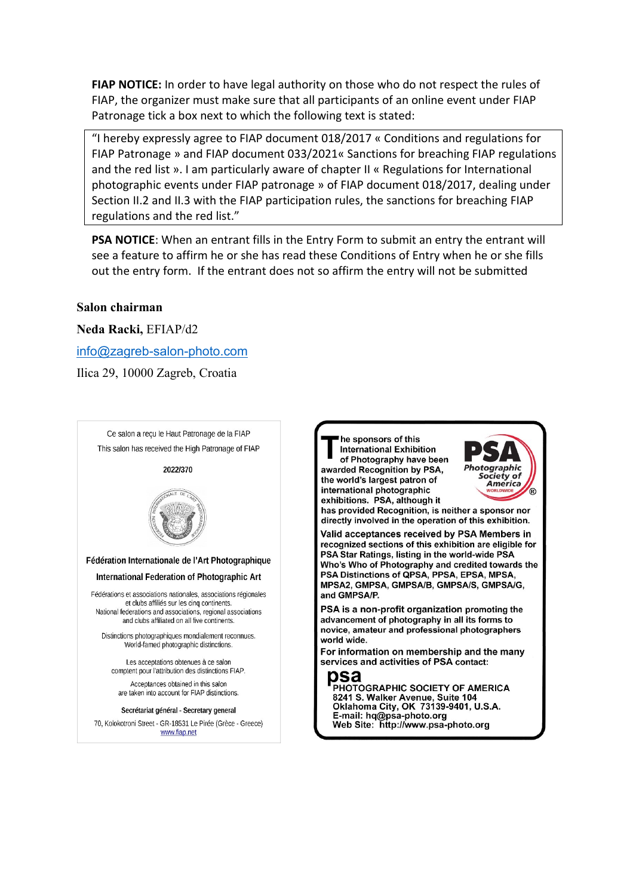**FIAP NOTICE:** In order to have legal authority on those who do not respect the rules of FIAP, the organizer must make sure that all participants of an online event under FIAP Patronage tick a box next to which the following text is stated:

> "I hereby expressly agree to FIAP document 018/2017 « Conditions and regulations for FIAP Patronage » and FIAP document 033/2021« Sanctions for breaching FIAP regulations and the red list ». I am particularly aware of chapter II « Regulations for International photographic events under FIAP patronage » of FIAP document 018/2017, dealing under Section II.2 and II.3 with the FIAP participation rules, the sanctions for breaching FIAP regulations and the red list."

**PSA NOTICE**: When an entrant fills in the Entry Form to submit an entry the entrant will see a feature to affirm he or she has read these Conditions of Entry when he or she fills out the entry form. If the entrant does not so affirm the entry will not be submitted

**Salon chairman**

**Neda Racki,** EFIAP/d2

info@zagreb-salon-photo.com

Ilica 29, 10000 Zagreb, Croatia

Ce salon a reçu le Haut Patronage de la FIAP

This salon has received the High Patronage of FIAP

2022/370

Fédération Internationale de l'Art Photographique

International Federation of Photographic Art

Fédérations et associations nationales, associations régionales et clubs affiliés sur les cinq continents.
National federations and associations, regional associations and clubs affiliated on all five continents.

Distinctions photographiques mondialement reconnues.
World-famed photographic distinctions.

Les acceptations obtenues à ce salon comptent pour l'attribution des distinctions FIAP.

Acceptances obtained in this salon are taken into account for FIAP distinctions.

Secrétariat général - Secretary general

70, Kolokotroni Street - GR-18531 Le Pirée (Grèce - Greece)

www.fiap.net

The sponsors of this International Exhibition of Photography have been awarded Recognition by PSA, the world's largest patron of international photographic exhibitions. PSA, although it has provided Recognition, is neither a sponsor nor directly involved in the operation of this exhibition.

Valid acceptances received by PSA Members in recognized sections of this exhibition are eligible for PSA Star Ratings, listing in the world-wide PSA Who's Who of Photography and credited towards the PSA Distinctions of QPSA, PPSA, EPSA, MPSA, MPSA2, GMPSA, GMPSA/B, GMPSA/S, GMPSA/G, and GMPSA/P.

PSA is a non-profit organization promoting the advancement of photography in all its forms to novice, amateur and professional photographers world wide.

For information on membership and the many services and activities of PSA contact:

psa
PHOTOGRAPHIC SOCIETY OF AMERICA
8241 S. Walker Avenue, Suite 104
Oklahoma City, OK 73139-9401, U.S.A.
E-mail: hq@psa-photo.org
Web Site: http://www.psa-photo.org